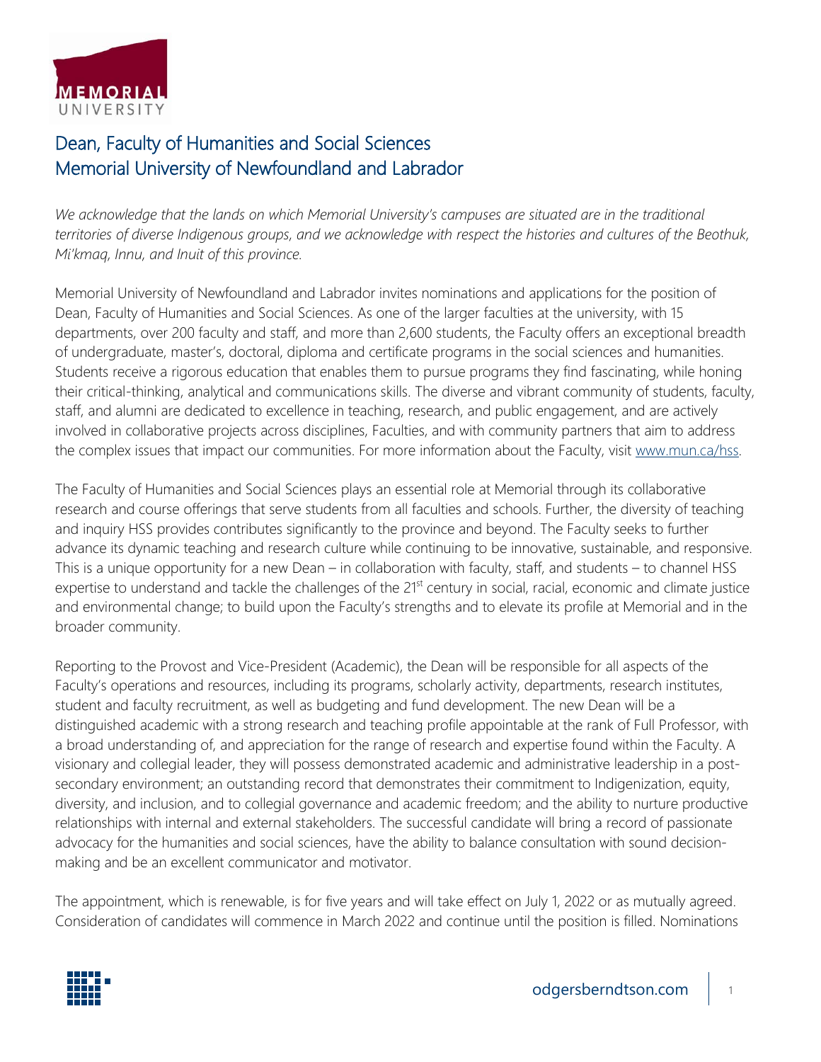# Dean, Faculty of Humanities and Social Sciences
# Memorial University of Newfoundland and Labrador

*We acknowledge that the lands on which Memorial University's campuses are situated are in the traditional territories of diverse Indigenous groups, and we acknowledge with respect the histories and cultures of the Beothuk, Mi'kmaq, Innu, and Inuit of this province.*

Memorial University of Newfoundland and Labrador invites nominations and applications for the position of Dean, Faculty of Humanities and Social Sciences. As one of the larger faculties at the university, with 15 departments, over 200 faculty and staff, and more than 2,600 students, the Faculty offers an exceptional breadth of undergraduate, master's, doctoral, diploma and certificate programs in the social sciences and humanities. Students receive a rigorous education that enables them to pursue programs they find fascinating, while honing their critical-thinking, analytical and communications skills. The diverse and vibrant community of students, faculty, staff, and alumni are dedicated to excellence in teaching, research, and public engagement, and are actively involved in collaborative projects across disciplines, Faculties, and with community partners that aim to address the complex issues that impact our communities. For more information about the Faculty, visit [www.mun.ca/hss](www.mun.ca/hss).

The Faculty of Humanities and Social Sciences plays an essential role at Memorial through its collaborative research and course offerings that serve students from all faculties and schools. Further, the diversity of teaching and inquiry HSS provides contributes significantly to the province and beyond. The Faculty seeks to further advance its dynamic teaching and research culture while continuing to be innovative, sustainable, and responsive. This is a unique opportunity for a new Dean – in collaboration with faculty, staff, and students – to channel HSS expertise to understand and tackle the challenges of the 21st century in social, racial, economic and climate justice and environmental change; to build upon the Faculty's strengths and to elevate its profile at Memorial and in the broader community.

Reporting to the Provost and Vice-President (Academic), the Dean will be responsible for all aspects of the Faculty's operations and resources, including its programs, scholarly activity, departments, research institutes, student and faculty recruitment, as well as budgeting and fund development. The new Dean will be a distinguished academic with a strong research and teaching profile appointable at the rank of Full Professor, with a broad understanding of, and appreciation for the range of research and expertise found within the Faculty. A visionary and collegial leader, they will possess demonstrated academic and administrative leadership in a post-secondary environment; an outstanding record that demonstrates their commitment to Indigenization, equity, diversity, and inclusion, and to collegial governance and academic freedom; and the ability to nurture productive relationships with internal and external stakeholders. The successful candidate will bring a record of passionate advocacy for the humanities and social sciences, have the ability to balance consultation with sound decision-making and be an excellent communicator and motivator.

The appointment, which is renewable, is for five years and will take effect on July 1, 2022 or as mutually agreed. Consideration of candidates will commence in March 2022 and continue until the position is filled. Nominations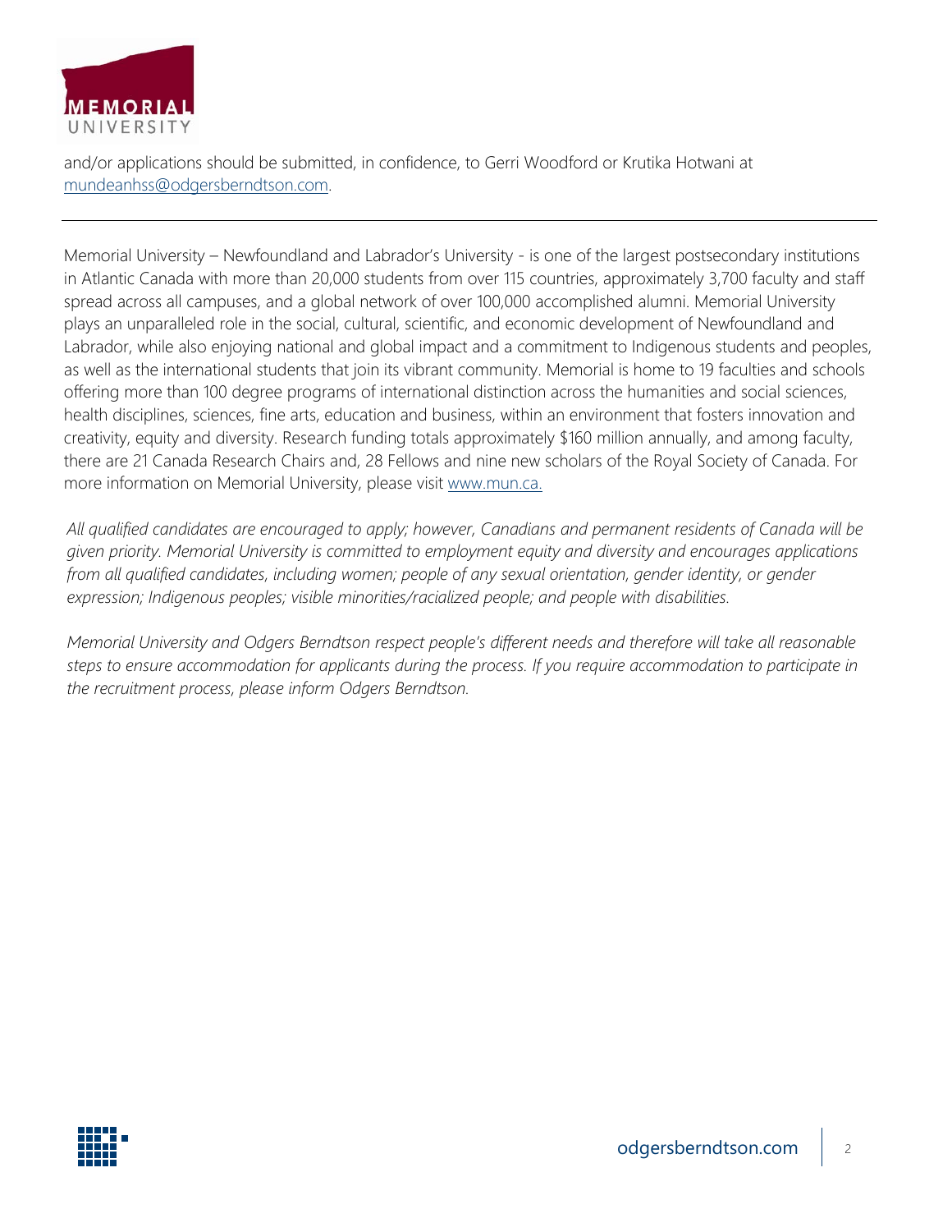and/or applications should be submitted, in confidence, to Gerri Woodford or Krutika Hotwani at [mundeanhss@odgersberndtson.com](mailto:mundeanhss@odgersberndtson.com).

---

Memorial University – Newfoundland and Labrador's University - is one of the largest postsecondary institutions in Atlantic Canada with more than 20,000 students from over 115 countries, approximately 3,700 faculty and staff spread across all campuses, and a global network of over 100,000 accomplished alumni. Memorial University plays an unparalleled role in the social, cultural, scientific, and economic development of Newfoundland and Labrador, while also enjoying national and global impact and a commitment to Indigenous students and peoples, as well as the international students that join its vibrant community. Memorial is home to 19 faculties and schools offering more than 100 degree programs of international distinction across the humanities and social sciences, health disciplines, sciences, fine arts, education and business, within an environment that fosters innovation and creativity, equity and diversity. Research funding totals approximately $160 million annually, and among faculty, there are 21 Canada Research Chairs and, 28 Fellows and nine new scholars of the Royal Society of Canada. For more information on Memorial University, please visit [www.mun.ca.](http://www.mun.ca)

*All qualified candidates are encouraged to apply; however, Canadians and permanent residents of Canada will be given priority. Memorial University is committed to employment equity and diversity and encourages applications from all qualified candidates, including women; people of any sexual orientation, gender identity, or gender expression; Indigenous peoples; visible minorities/racialized people; and people with disabilities.*

*Memorial University and Odgers Berndtson respect people's different needs and therefore will take all reasonable steps to ensure accommodation for applicants during the process. If you require accommodation to participate in the recruitment process, please inform Odgers Berndtson.*